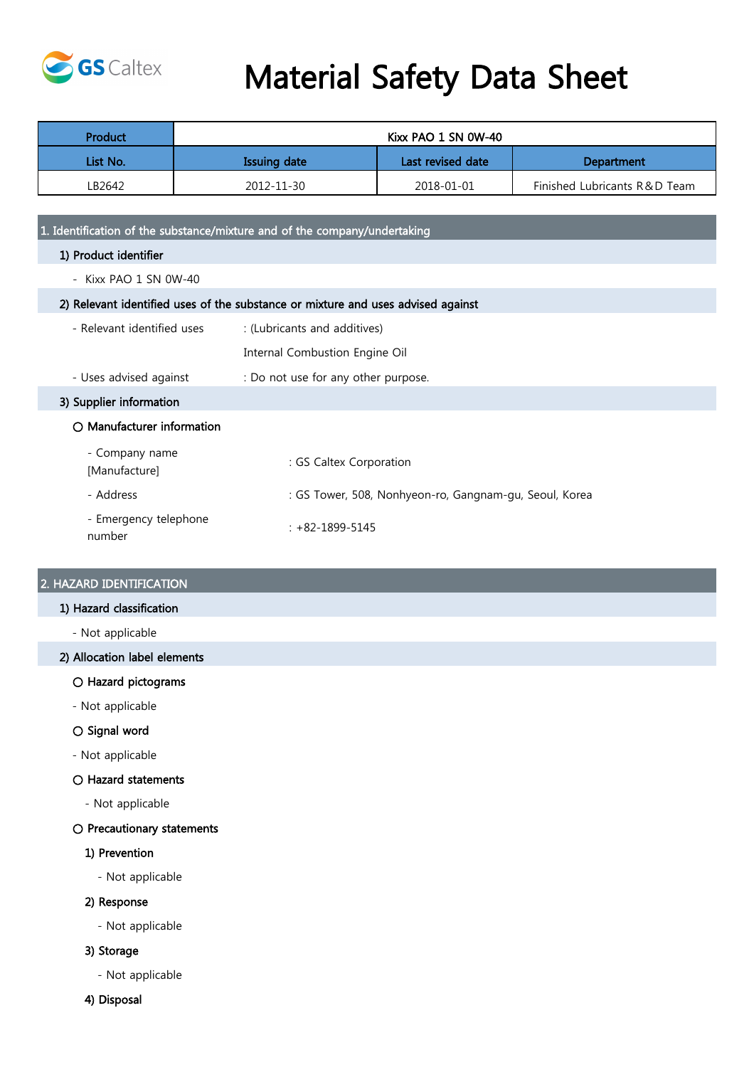GS Caltex

# Material Safety Data Sheet

| Product | Kixx PAO 1 SN 0W-40 | | |
|---|---|---|---|
| List No. | Issuing date | Last revised date | Department |
| LB2642 | 2012-11-30 | 2018-01-01 | Finished Lubricants R&D Team |

## 1. Identification of the substance/mixture and of the company/undertaking

### 1) Product identifier

- Kixx PAO 1 SN 0W-40

### 2) Relevant identified uses of the substance or mixture and uses advised against

- Relevant identified uses : (Lubricants and additives)
  Internal Combustion Engine Oil
- Uses advised against : Do not use for any other purpose.

### 3) Supplier information

**○ Manufacturer information**

- Company name [Manufacture] : GS Caltex Corporation
- Address : GS Tower, 508, Nonhyeon-ro, Gangnam-gu, Seoul, Korea
- Emergency telephone number : +82-1899-5145

## 2. HAZARD IDENTIFICATION

### 1) Hazard classification

- Not applicable

### 2) Allocation label elements

**○ Hazard pictograms**

- Not applicable

**○ Signal word**

- Not applicable

**○ Hazard statements**

- Not applicable

**○ Precautionary statements**

**1) Prevention**

- Not applicable

**2) Response**

- Not applicable

**3) Storage**

- Not applicable

**4) Disposal**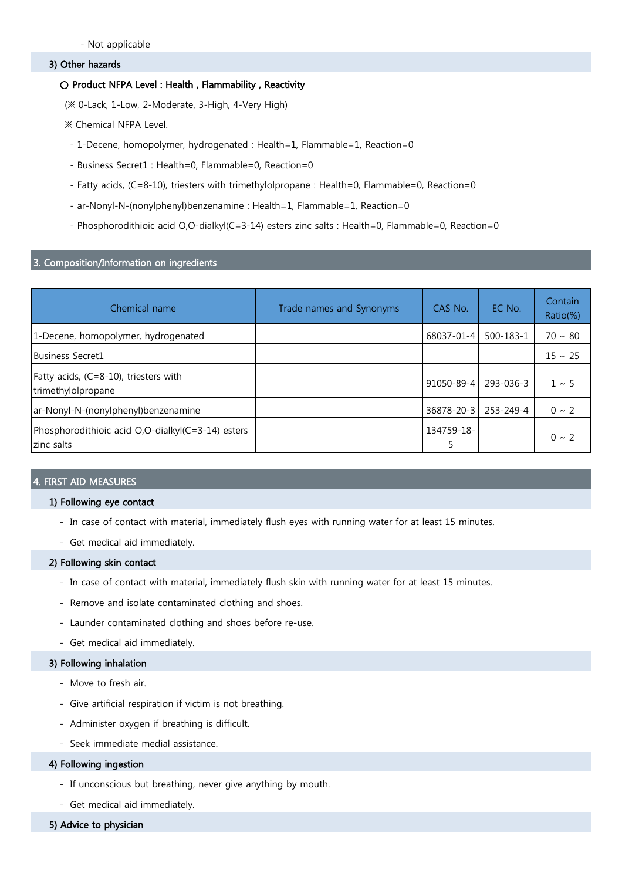- Not applicable

### 3) Other hazards

○ **Product NFPA Level : Health , Flammability , Reactivity**

(※ 0-Lack, 1-Low, 2-Moderate, 3-High, 4-Very High)

※ Chemical NFPA Level.

- 1-Decene, homopolymer, hydrogenated : Health=1, Flammable=1, Reaction=0
- Business Secret1 : Health=0, Flammable=0, Reaction=0
- Fatty acids, (C=8-10), triesters with trimethylolpropane : Health=0, Flammable=0, Reaction=0
- ar-Nonyl-N-(nonylphenyl)benzenamine : Health=1, Flammable=1, Reaction=0
- Phosphorodithioic acid O,O-dialkyl(C=3-14) esters zinc salts : Health=0, Flammable=0, Reaction=0

## 3. Composition/Information on ingredients

| Chemical name | Trade names and Synonyms | CAS No. | EC No. | Contain Ratio(%) |
|---|---|---|---|---|
| 1-Decene, homopolymer, hydrogenated | | 68037-01-4 | 500-183-1 | 70 ~ 80 |
| Business Secret1 | | | | 15 ~ 25 |
| Fatty acids, (C=8-10), triesters with trimethylolpropane | | 91050-89-4 | 293-036-3 | 1 ~ 5 |
| ar-Nonyl-N-(nonylphenyl)benzenamine | | 36878-20-3 | 253-249-4 | 0 ~ 2 |
| Phosphorodithioic acid O,O-dialkyl(C=3-14) esters zinc salts | | 134759-18-5 | | 0 ~ 2 |

## 4. FIRST AID MEASURES

### 1) Following eye contact

- In case of contact with material, immediately flush eyes with running water for at least 15 minutes.
- Get medical aid immediately.

### 2) Following skin contact

- In case of contact with material, immediately flush skin with running water for at least 15 minutes.
- Remove and isolate contaminated clothing and shoes.
- Launder contaminated clothing and shoes before re-use.
- Get medical aid immediately.

### 3) Following inhalation

- Move to fresh air.
- Give artificial respiration if victim is not breathing.
- Administer oxygen if breathing is difficult.
- Seek immediate medial assistance.

### 4) Following ingestion

- If unconscious but breathing, never give anything by mouth.
- Get medical aid immediately.

### 5) Advice to physician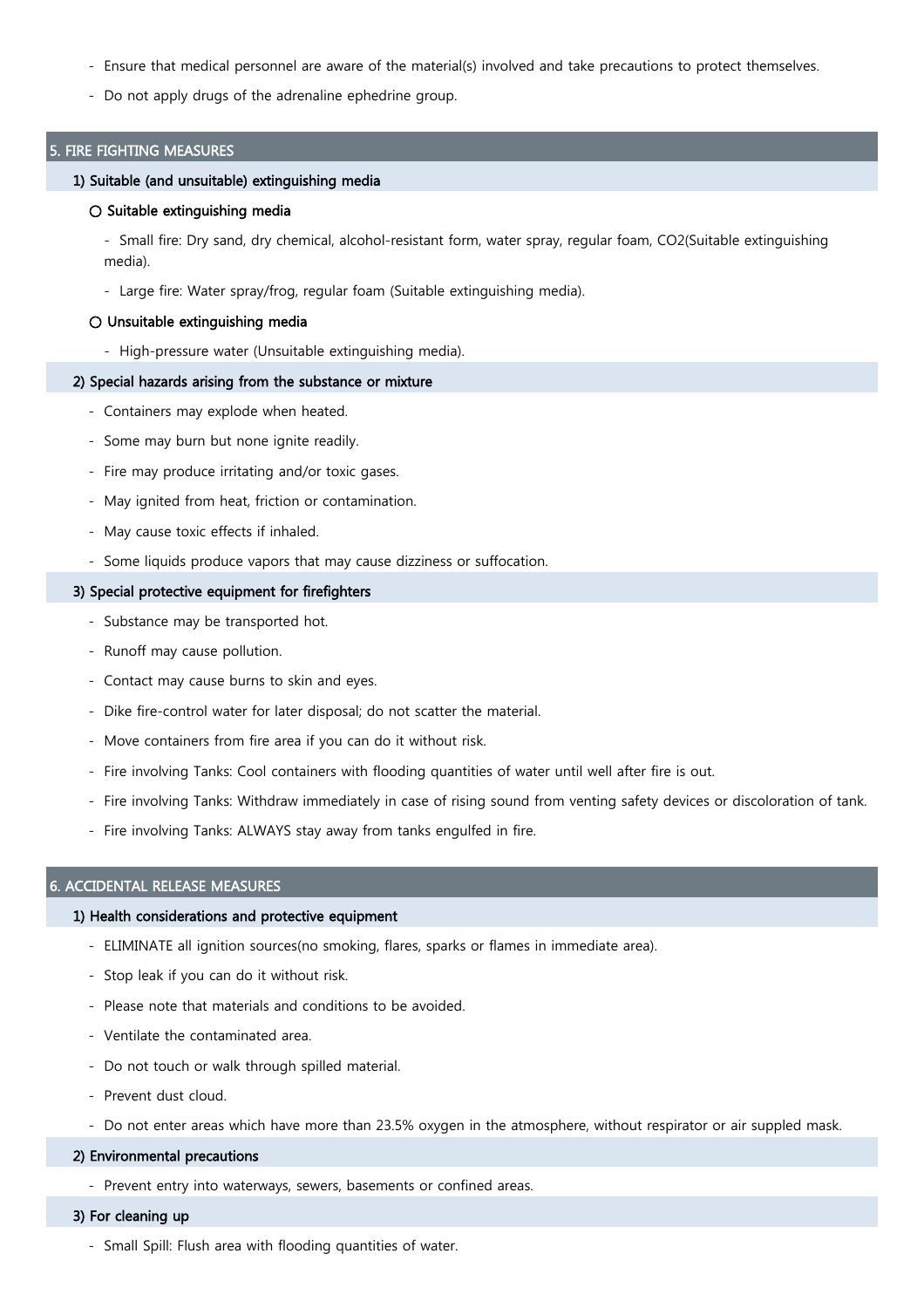- Ensure that medical personnel are aware of the material(s) involved and take precautions to protect themselves.
- Do not apply drugs of the adrenaline ephedrine group.

## 5. FIRE FIGHTING MEASURES

### 1) Suitable (and unsuitable) extinguishing media

○ Suitable extinguishing media

- Small fire: Dry sand, dry chemical, alcohol-resistant form, water spray, regular foam, $CO_2$(Suitable extinguishing media).
- Large fire: Water spray/frog, regular foam (Suitable extinguishing media).

○ Unsuitable extinguishing media

- High-pressure water (Unsuitable extinguishing media).

### 2) Special hazards arising from the substance or mixture

- Containers may explode when heated.
- Some may burn but none ignite readily.
- Fire may produce irritating and/or toxic gases.
- May ignited from heat, friction or contamination.
- May cause toxic effects if inhaled.
- Some liquids produce vapors that may cause dizziness or suffocation.

### 3) Special protective equipment for firefighters

- Substance may be transported hot.
- Runoff may cause pollution.
- Contact may cause burns to skin and eyes.
- Dike fire-control water for later disposal; do not scatter the material.
- Move containers from fire area if you can do it without risk.
- Fire involving Tanks: Cool containers with flooding quantities of water until well after fire is out.
- Fire involving Tanks: Withdraw immediately in case of rising sound from venting safety devices or discoloration of tank.
- Fire involving Tanks: ALWAYS stay away from tanks engulfed in fire.

## 6. ACCIDENTAL RELEASE MEASURES

### 1) Health considerations and protective equipment

- ELIMINATE all ignition sources(no smoking, flares, sparks or flames in immediate area).
- Stop leak if you can do it without risk.
- Please note that materials and conditions to be avoided.
- Ventilate the contaminated area.
- Do not touch or walk through spilled material.
- Prevent dust cloud.
- Do not enter areas which have more than 23.5% oxygen in the atmosphere, without respirator or air suppled mask.

### 2) Environmental precautions

- Prevent entry into waterways, sewers, basements or confined areas.

### 3) For cleaning up

- Small Spill: Flush area with flooding quantities of water.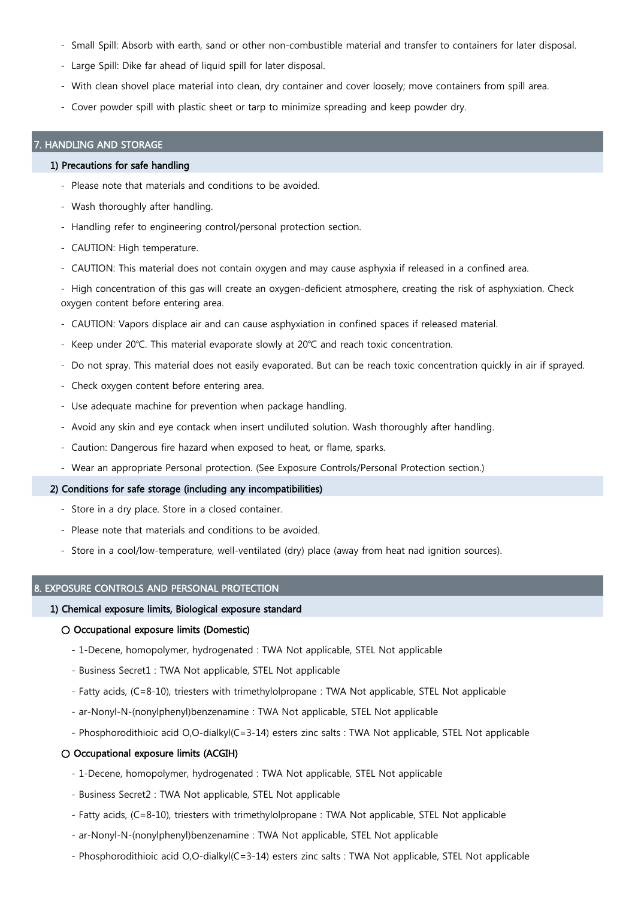- Small Spill: Absorb with earth, sand or other non-combustible material and transfer to containers for later disposal.
- Large Spill: Dike far ahead of liquid spill for later disposal.
- With clean shovel place material into clean, dry container and cover loosely; move containers from spill area.
- Cover powder spill with plastic sheet or tarp to minimize spreading and keep powder dry.

## 7. HANDLING AND STORAGE

### 1) Precautions for safe handling

- Please note that materials and conditions to be avoided.
- Wash thoroughly after handling.
- Handling refer to engineering control/personal protection section.
- CAUTION: High temperature.
- CAUTION: This material does not contain oxygen and may cause asphyxia if released in a confined area.
- High concentration of this gas will create an oxygen-deficient atmosphere, creating the risk of asphyxiation. Check oxygen content before entering area.
- CAUTION: Vapors displace air and can cause asphyxiation in confined spaces if released material.
- Keep under 20℃. This material evaporate slowly at 20℃ and reach toxic concentration.
- Do not spray. This material does not easily evaporated. But can be reach toxic concentration quickly in air if sprayed.
- Check oxygen content before entering area.
- Use adequate machine for prevention when package handling.
- Avoid any skin and eye contack when insert undiluted solution. Wash thoroughly after handling.
- Caution: Dangerous fire hazard when exposed to heat, or flame, sparks.
- Wear an appropriate Personal protection. (See Exposure Controls/Personal Protection section.)

### 2) Conditions for safe storage (including any incompatibilities)

- Store in a dry place. Store in a closed container.
- Please note that materials and conditions to be avoided.
- Store in a cool/low-temperature, well-ventilated (dry) place (away from heat nad ignition sources).

## 8. EXPOSURE CONTROLS AND PERSONAL PROTECTION

### 1) Chemical exposure limits, Biological exposure standard

**○ Occupational exposure limits (Domestic)**

- 1-Decene, homopolymer, hydrogenated : TWA Not applicable, STEL Not applicable
- Business Secret1 : TWA Not applicable, STEL Not applicable
- Fatty acids, (C=8-10), triesters with trimethylolpropane : TWA Not applicable, STEL Not applicable
- ar-Nonyl-N-(nonylphenyl)benzenamine : TWA Not applicable, STEL Not applicable
- Phosphorodithioic acid O,O-dialkyl(C=3-14) esters zinc salts : TWA Not applicable, STEL Not applicable

**○ Occupational exposure limits (ACGIH)**

- 1-Decene, homopolymer, hydrogenated : TWA Not applicable, STEL Not applicable
- Business Secret2 : TWA Not applicable, STEL Not applicable
- Fatty acids, (C=8-10), triesters with trimethylolpropane : TWA Not applicable, STEL Not applicable
- ar-Nonyl-N-(nonylphenyl)benzenamine : TWA Not applicable, STEL Not applicable
- Phosphorodithioic acid O,O-dialkyl(C=3-14) esters zinc salts : TWA Not applicable, STEL Not applicable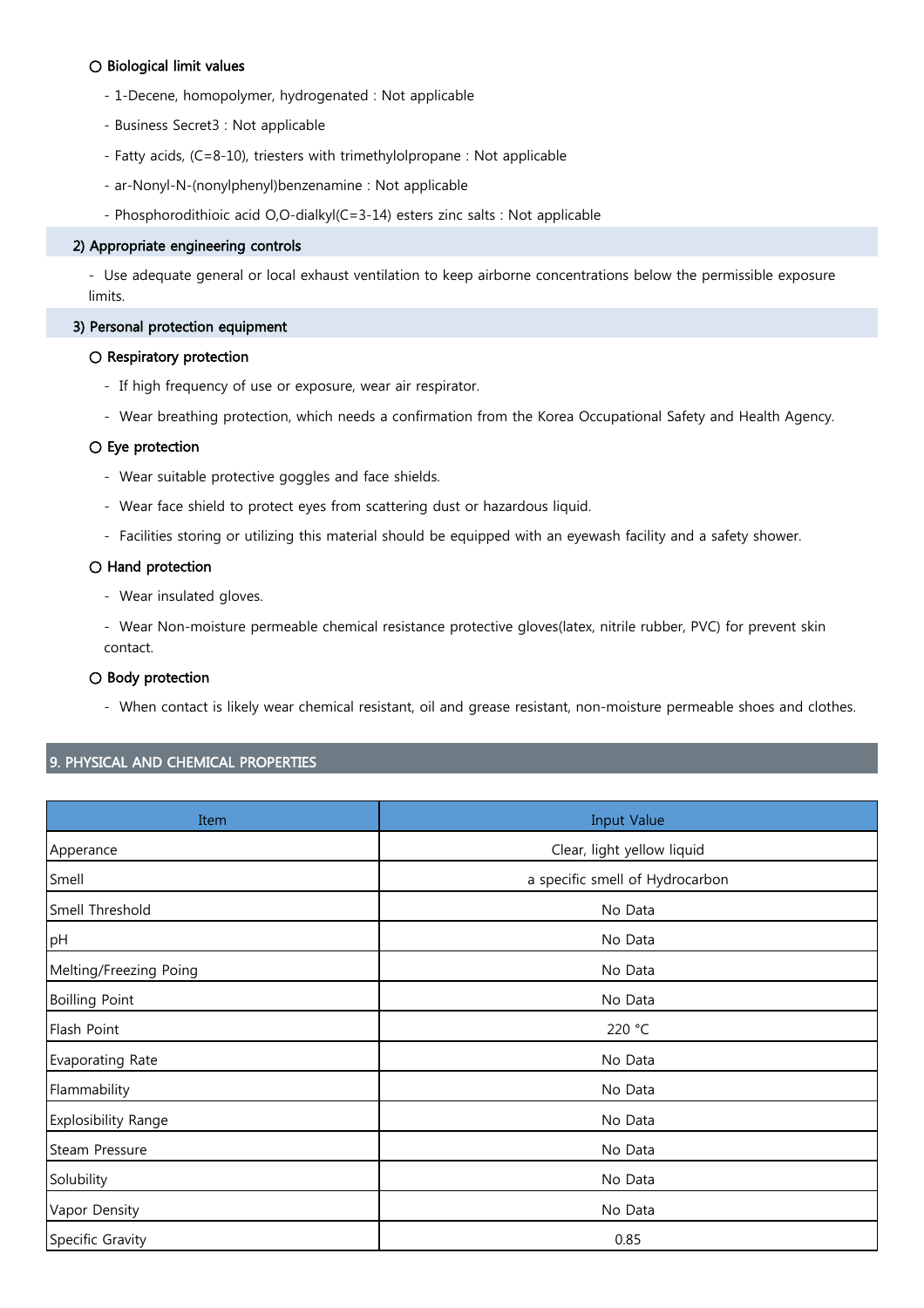○ **Biological limit values**

- 1-Decene, homopolymer, hydrogenated : Not applicable
- Business Secret3 : Not applicable
- Fatty acids, (C=8-10), triesters with trimethylolpropane : Not applicable
- ar-Nonyl-N-(nonylphenyl)benzenamine : Not applicable
- Phosphorodithioic acid O,O-dialkyl(C=3-14) esters zinc salts : Not applicable

### 2) Appropriate engineering controls

- Use adequate general or local exhaust ventilation to keep airborne concentrations below the permissible exposure limits.

### 3) Personal protection equipment

○ **Respiratory protection**

- If high frequency of use or exposure, wear air respirator.
- Wear breathing protection, which needs a confirmation from the Korea Occupational Safety and Health Agency.

○ **Eye protection**

- Wear suitable protective goggles and face shields.
- Wear face shield to protect eyes from scattering dust or hazardous liquid.
- Facilities storing or utilizing this material should be equipped with an eyewash facility and a safety shower.

○ **Hand protection**

- Wear insulated gloves.
- Wear Non-moisture permeable chemical resistance protective gloves(latex, nitrile rubber, PVC) for prevent skin contact.

○ **Body protection**

- When contact is likely wear chemical resistant, oil and grease resistant, non-moisture permeable shoes and clothes.

## 9. PHYSICAL AND CHEMICAL PROPERTIES

| Item | Input Value |
|---|---|
| Apperance | Clear, light yellow liquid |
| Smell | a specific smell of Hydrocarbon |
| Smell Threshold | No Data |
| pH | No Data |
| Melting/Freezing Poing | No Data |
| Boilling Point | No Data |
| Flash Point | 220 °C |
| Evaporating Rate | No Data |
| Flammability | No Data |
| Explosibility Range | No Data |
| Steam Pressure | No Data |
| Solubility | No Data |
| Vapor Density | No Data |
| Specific Gravity | 0.85 |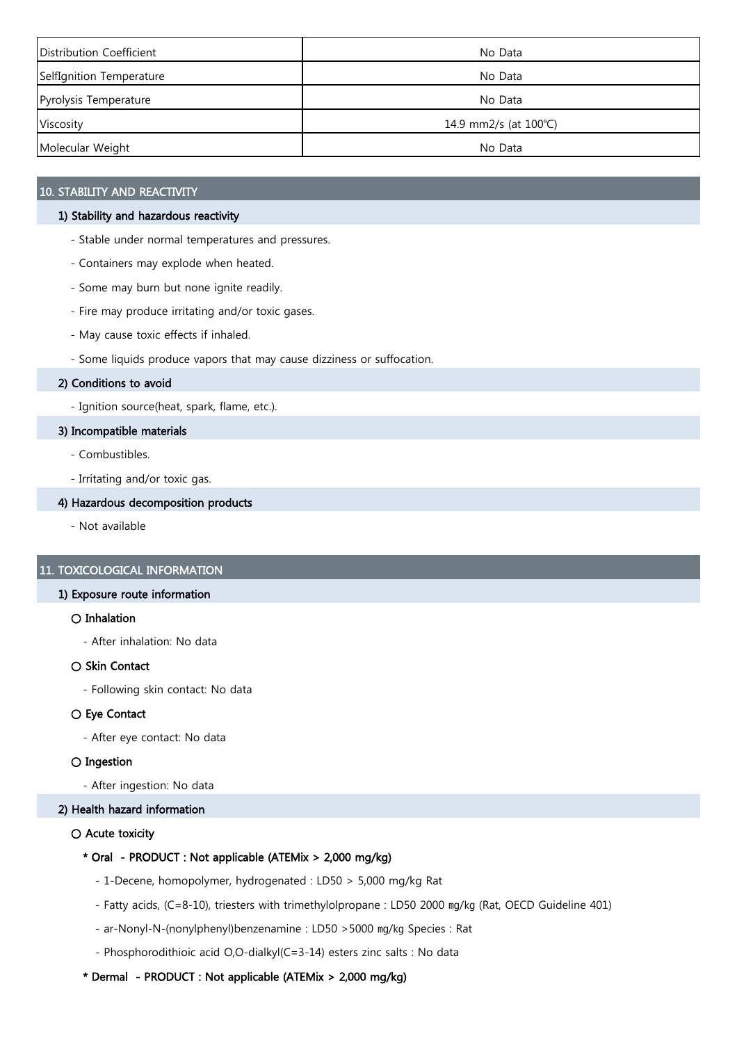| Distribution Coefficient | No Data |
|---|---|
| SelfIgnition Temperature | No Data |
| Pyrolysis Temperature | No Data |
| Viscosity | 14.9 mm2/s (at 100℃) |
| Molecular Weight | No Data |

## 10. STABILITY AND REACTIVITY

### 1) Stability and hazardous reactivity

- Stable under normal temperatures and pressures.
- Containers may explode when heated.
- Some may burn but none ignite readily.
- Fire may produce irritating and/or toxic gases.
- May cause toxic effects if inhaled.
- Some liquids produce vapors that may cause dizziness or suffocation.

### 2) Conditions to avoid

- Ignition source(heat, spark, flame, etc.).

### 3) Incompatible materials

- Combustibles.
- Irritating and/or toxic gas.

### 4) Hazardous decomposition products

- Not available

## 11. TOXICOLOGICAL INFORMATION

### 1) Exposure route information

**○ Inhalation**

- After inhalation: No data

**○ Skin Contact**

- Following skin contact: No data

**○ Eye Contact**

- After eye contact: No data

**○ Ingestion**

- After ingestion: No data

### 2) Health hazard information

**○ Acute toxicity**

**\* Oral - PRODUCT : Not applicable (ATEMix > 2,000 mg/kg)**

- 1-Decene, homopolymer, hydrogenated : LD50 > 5,000 mg/kg Rat
- Fatty acids, (C=8-10), triesters with trimethylolpropane : LD50 2000 ㎎/kg (Rat, OECD Guideline 401)
- ar-Nonyl-N-(nonylphenyl)benzenamine : LD50 >5000 ㎎/kg Species : Rat
- Phosphorodithioic acid O,O-dialkyl(C=3-14) esters zinc salts : No data

**\* Dermal - PRODUCT : Not applicable (ATEMix > 2,000 mg/kg)**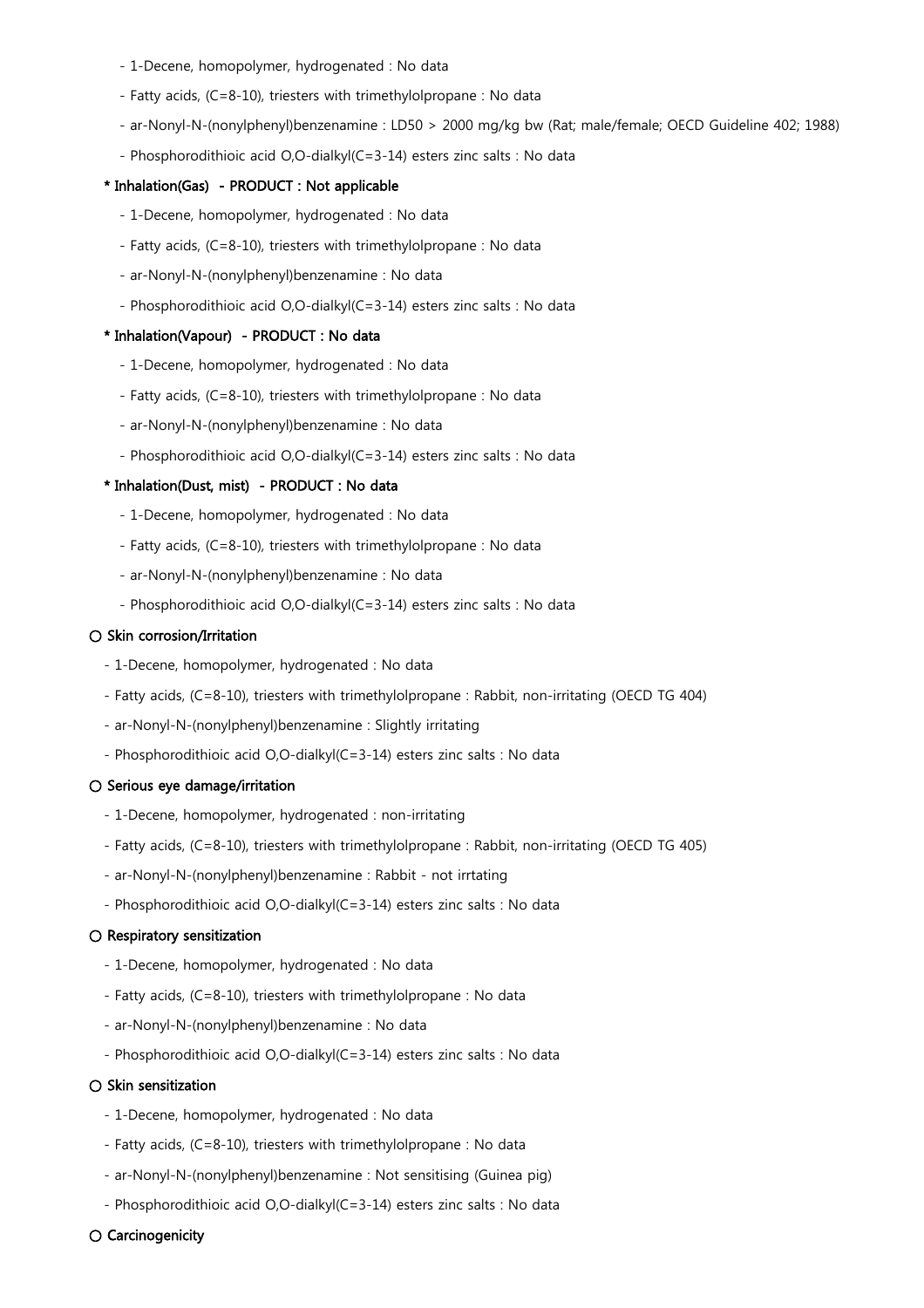- 1-Decene, homopolymer, hydrogenated : No data
- Fatty acids, (C=8-10), triesters with trimethylolpropane : No data
- ar-Nonyl-N-(nonylphenyl)benzenamine : LD50 > 2000 mg/kg bw (Rat; male/female; OECD Guideline 402; 1988)
- Phosphorodithioic acid O,O-dialkyl(C=3-14) esters zinc salts : No data

**\* Inhalation(Gas) - PRODUCT : Not applicable**

- 1-Decene, homopolymer, hydrogenated : No data
- Fatty acids, (C=8-10), triesters with trimethylolpropane : No data
- ar-Nonyl-N-(nonylphenyl)benzenamine : No data
- Phosphorodithioic acid O,O-dialkyl(C=3-14) esters zinc salts : No data

**\* Inhalation(Vapour) - PRODUCT : No data**

- 1-Decene, homopolymer, hydrogenated : No data
- Fatty acids, (C=8-10), triesters with trimethylolpropane : No data
- ar-Nonyl-N-(nonylphenyl)benzenamine : No data
- Phosphorodithioic acid O,O-dialkyl(C=3-14) esters zinc salts : No data

**\* Inhalation(Dust, mist) - PRODUCT : No data**

- 1-Decene, homopolymer, hydrogenated : No data
- Fatty acids, (C=8-10), triesters with trimethylolpropane : No data
- ar-Nonyl-N-(nonylphenyl)benzenamine : No data
- Phosphorodithioic acid O,O-dialkyl(C=3-14) esters zinc salts : No data

**○ Skin corrosion/Irritation**

- 1-Decene, homopolymer, hydrogenated : No data
- Fatty acids, (C=8-10), triesters with trimethylolpropane : Rabbit, non-irritating (OECD TG 404)
- ar-Nonyl-N-(nonylphenyl)benzenamine : Slightly irritating
- Phosphorodithioic acid O,O-dialkyl(C=3-14) esters zinc salts : No data

**○ Serious eye damage/irritation**

- 1-Decene, homopolymer, hydrogenated : non-irritating
- Fatty acids, (C=8-10), triesters with trimethylolpropane : Rabbit, non-irritating (OECD TG 405)
- ar-Nonyl-N-(nonylphenyl)benzenamine : Rabbit - not irrtating
- Phosphorodithioic acid O,O-dialkyl(C=3-14) esters zinc salts : No data

**○ Respiratory sensitization**

- 1-Decene, homopolymer, hydrogenated : No data
- Fatty acids, (C=8-10), triesters with trimethylolpropane : No data
- ar-Nonyl-N-(nonylphenyl)benzenamine : No data
- Phosphorodithioic acid O,O-dialkyl(C=3-14) esters zinc salts : No data

**○ Skin sensitization**

- 1-Decene, homopolymer, hydrogenated : No data
- Fatty acids, (C=8-10), triesters with trimethylolpropane : No data
- ar-Nonyl-N-(nonylphenyl)benzenamine : Not sensitising (Guinea pig)
- Phosphorodithioic acid O,O-dialkyl(C=3-14) esters zinc salts : No data

**○ Carcinogenicity**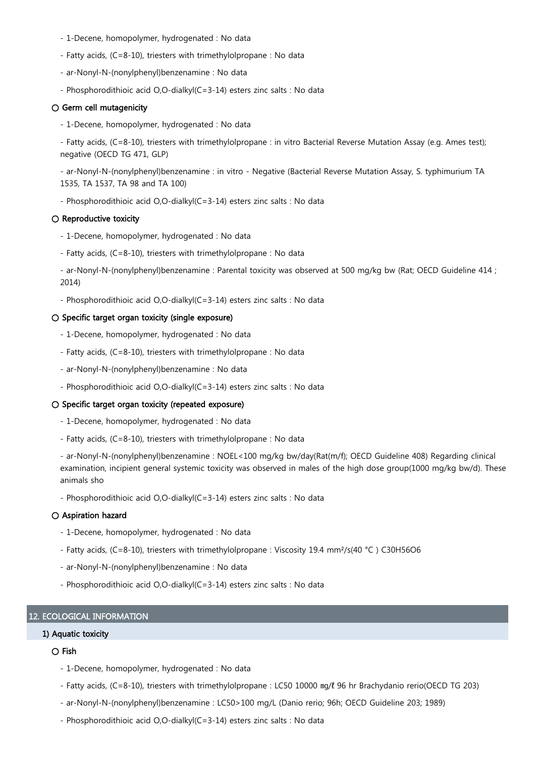- 1-Decene, homopolymer, hydrogenated : No data
- Fatty acids, (C=8-10), triesters with trimethylolpropane : No data
- ar-Nonyl-N-(nonylphenyl)benzenamine : No data
- Phosphorodithioic acid O,O-dialkyl(C=3-14) esters zinc salts : No data

### ○ Germ cell mutagenicity

- 1-Decene, homopolymer, hydrogenated : No data
- Fatty acids, (C=8-10), triesters with trimethylolpropane : in vitro Bacterial Reverse Mutation Assay (e.g. Ames test); negative (OECD TG 471, GLP)
- ar-Nonyl-N-(nonylphenyl)benzenamine : in vitro - Negative (Bacterial Reverse Mutation Assay, S. typhimurium TA 1535, TA 1537, TA 98 and TA 100)
- Phosphorodithioic acid O,O-dialkyl(C=3-14) esters zinc salts : No data

### ○ Reproductive toxicity

- 1-Decene, homopolymer, hydrogenated : No data
- Fatty acids, (C=8-10), triesters with trimethylolpropane : No data
- ar-Nonyl-N-(nonylphenyl)benzenamine : Parental toxicity was observed at 500 mg/kg bw (Rat; OECD Guideline 414 ; 2014)
- Phosphorodithioic acid O,O-dialkyl(C=3-14) esters zinc salts : No data

### ○ Specific target organ toxicity (single exposure)

- 1-Decene, homopolymer, hydrogenated : No data
- Fatty acids, (C=8-10), triesters with trimethylolpropane : No data
- ar-Nonyl-N-(nonylphenyl)benzenamine : No data
- Phosphorodithioic acid O,O-dialkyl(C=3-14) esters zinc salts : No data

### ○ Specific target organ toxicity (repeated exposure)

- 1-Decene, homopolymer, hydrogenated : No data
- Fatty acids, (C=8-10), triesters with trimethylolpropane : No data
- ar-Nonyl-N-(nonylphenyl)benzenamine : NOEL<100 mg/kg bw/day(Rat(m/f); OECD Guideline 408) Regarding clinical examination, incipient general systemic toxicity was observed in males of the high dose group(1000 mg/kg bw/d). These animals sho
- Phosphorodithioic acid O,O-dialkyl(C=3-14) esters zinc salts : No data

### ○ Aspiration hazard

- 1-Decene, homopolymer, hydrogenated : No data
- Fatty acids, (C=8-10), triesters with trimethylolpropane : Viscosity 19.4 mm²/s(40 °C ) $C_{30}H_{56}O_6$
- ar-Nonyl-N-(nonylphenyl)benzenamine : No data
- Phosphorodithioic acid O,O-dialkyl(C=3-14) esters zinc salts : No data

## 12. ECOLOGICAL INFORMATION

### 1) Aquatic toxicity

### ○ Fish

- 1-Decene, homopolymer, hydrogenated : No data
- Fatty acids, (C=8-10), triesters with trimethylolpropane : LC50 10000 ㎎/ℓ 96 hr Brachydanio rerio(OECD TG 203)
- ar-Nonyl-N-(nonylphenyl)benzenamine : LC50>100 mg/L (Danio rerio; 96h; OECD Guideline 203; 1989)
- Phosphorodithioic acid O,O-dialkyl(C=3-14) esters zinc salts : No data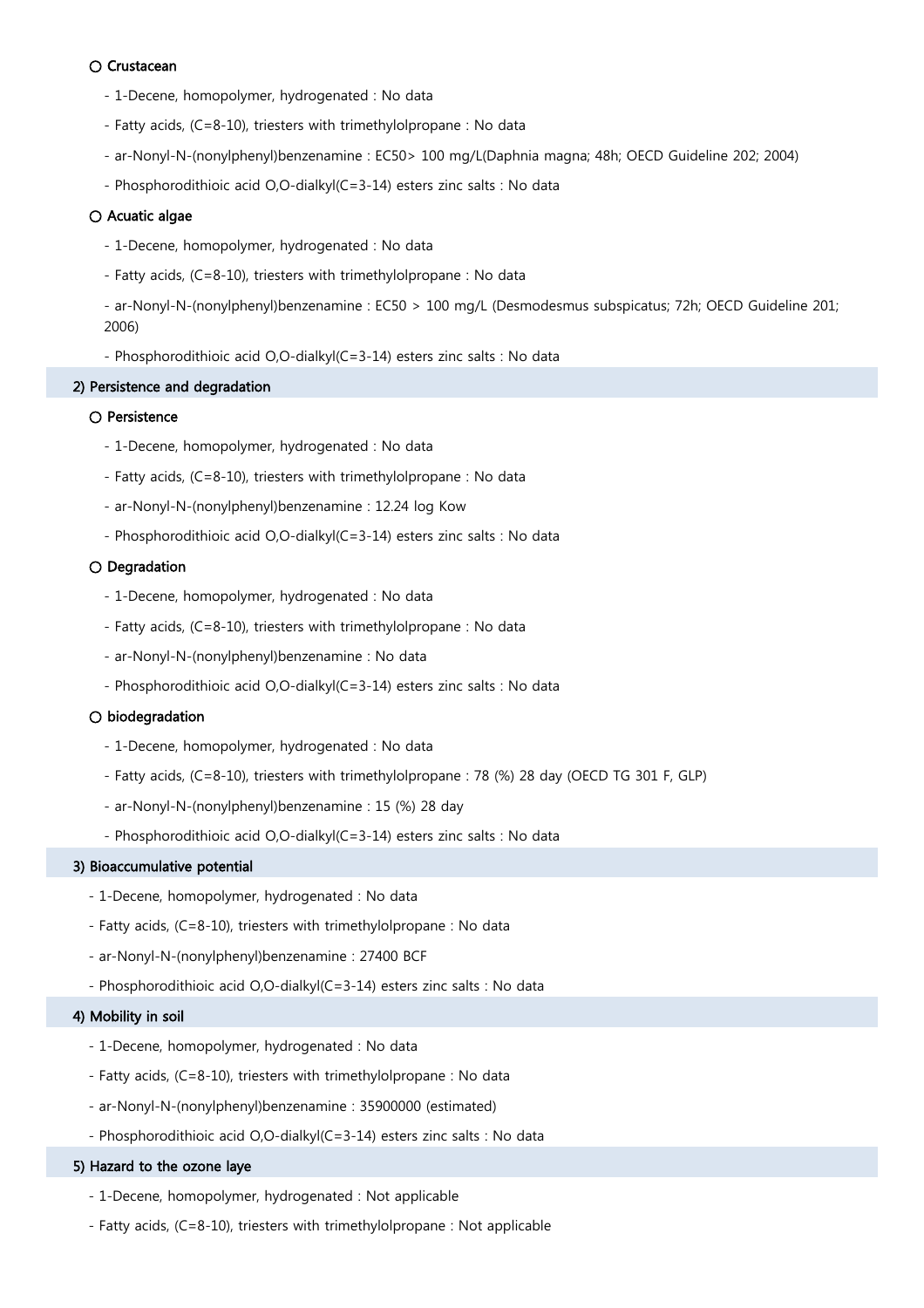○ Crustacean

- 1-Decene, homopolymer, hydrogenated : No data
- Fatty acids, (C=8-10), triesters with trimethylolpropane : No data
- ar-Nonyl-N-(nonylphenyl)benzenamine : EC50> 100 mg/L(Daphnia magna; 48h; OECD Guideline 202; 2004)
- Phosphorodithioic acid O,O-dialkyl(C=3-14) esters zinc salts : No data

○ Acuatic algae

- 1-Decene, homopolymer, hydrogenated : No data
- Fatty acids, (C=8-10), triesters with trimethylolpropane : No data
- ar-Nonyl-N-(nonylphenyl)benzenamine : EC50 > 100 mg/L (Desmodesmus subspicatus; 72h; OECD Guideline 201; 2006)
- Phosphorodithioic acid O,O-dialkyl(C=3-14) esters zinc salts : No data

## 2) Persistence and degradation

○ Persistence

- 1-Decene, homopolymer, hydrogenated : No data
- Fatty acids, (C=8-10), triesters with trimethylolpropane : No data
- ar-Nonyl-N-(nonylphenyl)benzenamine : 12.24 log Kow
- Phosphorodithioic acid O,O-dialkyl(C=3-14) esters zinc salts : No data

○ Degradation

- 1-Decene, homopolymer, hydrogenated : No data
- Fatty acids, (C=8-10), triesters with trimethylolpropane : No data
- ar-Nonyl-N-(nonylphenyl)benzenamine : No data
- Phosphorodithioic acid O,O-dialkyl(C=3-14) esters zinc salts : No data

○ biodegradation

- 1-Decene, homopolymer, hydrogenated : No data
- Fatty acids, (C=8-10), triesters with trimethylolpropane : 78 (%) 28 day (OECD TG 301 F, GLP)
- ar-Nonyl-N-(nonylphenyl)benzenamine : 15 (%) 28 day
- Phosphorodithioic acid O,O-dialkyl(C=3-14) esters zinc salts : No data

## 3) Bioaccumulative potential

- 1-Decene, homopolymer, hydrogenated : No data
- Fatty acids, (C=8-10), triesters with trimethylolpropane : No data
- ar-Nonyl-N-(nonylphenyl)benzenamine : 27400 BCF
- Phosphorodithioic acid O,O-dialkyl(C=3-14) esters zinc salts : No data

## 4) Mobility in soil

- 1-Decene, homopolymer, hydrogenated : No data
- Fatty acids, (C=8-10), triesters with trimethylolpropane : No data
- ar-Nonyl-N-(nonylphenyl)benzenamine : 35900000 (estimated)
- Phosphorodithioic acid O,O-dialkyl(C=3-14) esters zinc salts : No data

## 5) Hazard to the ozone laye

- 1-Decene, homopolymer, hydrogenated : Not applicable
- Fatty acids, (C=8-10), triesters with trimethylolpropane : Not applicable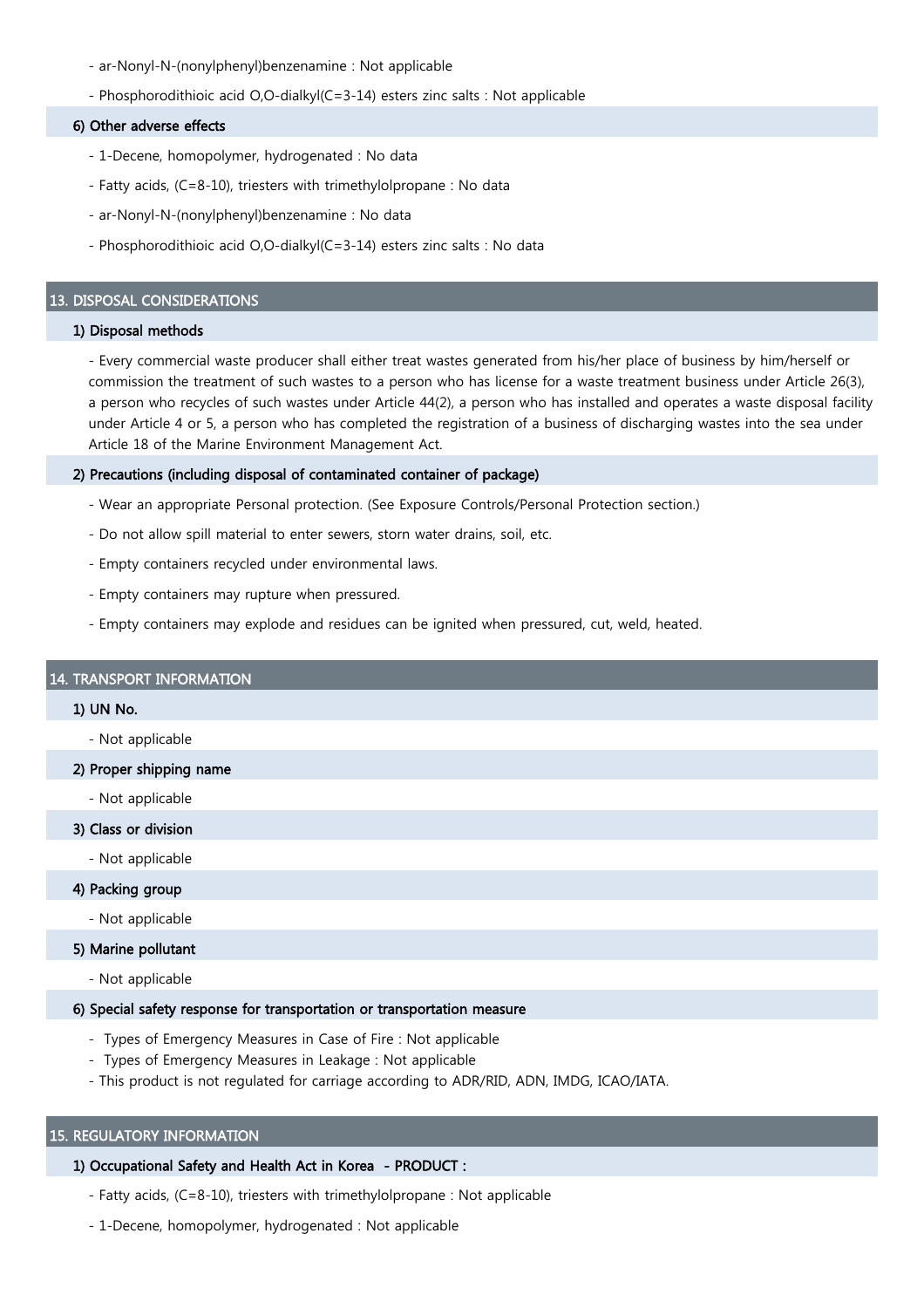- ar-Nonyl-N-(nonylphenyl)benzenamine : Not applicable

- Phosphorodithioic acid O,O-dialkyl(C=3-14) esters zinc salts : Not applicable

### 6) Other adverse effects

- 1-Decene, homopolymer, hydrogenated : No data

- Fatty acids, (C=8-10), triesters with trimethylolpropane : No data

- ar-Nonyl-N-(nonylphenyl)benzenamine : No data

- Phosphorodithioic acid O,O-dialkyl(C=3-14) esters zinc salts : No data

## 13. DISPOSAL CONSIDERATIONS

### 1) Disposal methods

- Every commercial waste producer shall either treat wastes generated from his/her place of business by him/herself or commission the treatment of such wastes to a person who has license for a waste treatment business under Article 26(3), a person who recycles of such wastes under Article 44(2), a person who has installed and operates a waste disposal facility under Article 4 or 5, a person who has completed the registration of a business of discharging wastes into the sea under Article 18 of the Marine Environment Management Act.

### 2) Precautions (including disposal of contaminated container of package)

- Wear an appropriate Personal protection. (See Exposure Controls/Personal Protection section.)

- Do not allow spill material to enter sewers, storn water drains, soil, etc.

- Empty containers recycled under environmental laws.

- Empty containers may rupture when pressured.

- Empty containers may explode and residues can be ignited when pressured, cut, weld, heated.

## 14. TRANSPORT INFORMATION

### 1) UN No.

- Not applicable

### 2) Proper shipping name

- Not applicable

### 3) Class or division

- Not applicable

### 4) Packing group

- Not applicable

### 5) Marine pollutant

- Not applicable

### 6) Special safety response for transportation or transportation measure

- Types of Emergency Measures in Case of Fire : Not applicable
- Types of Emergency Measures in Leakage : Not applicable
- This product is not regulated for carriage according to ADR/RID, ADN, IMDG, ICAO/IATA.

## 15. REGULATORY INFORMATION

### 1) Occupational Safety and Health Act in Korea - PRODUCT :

- Fatty acids, (C=8-10), triesters with trimethylolpropane : Not applicable

- 1-Decene, homopolymer, hydrogenated : Not applicable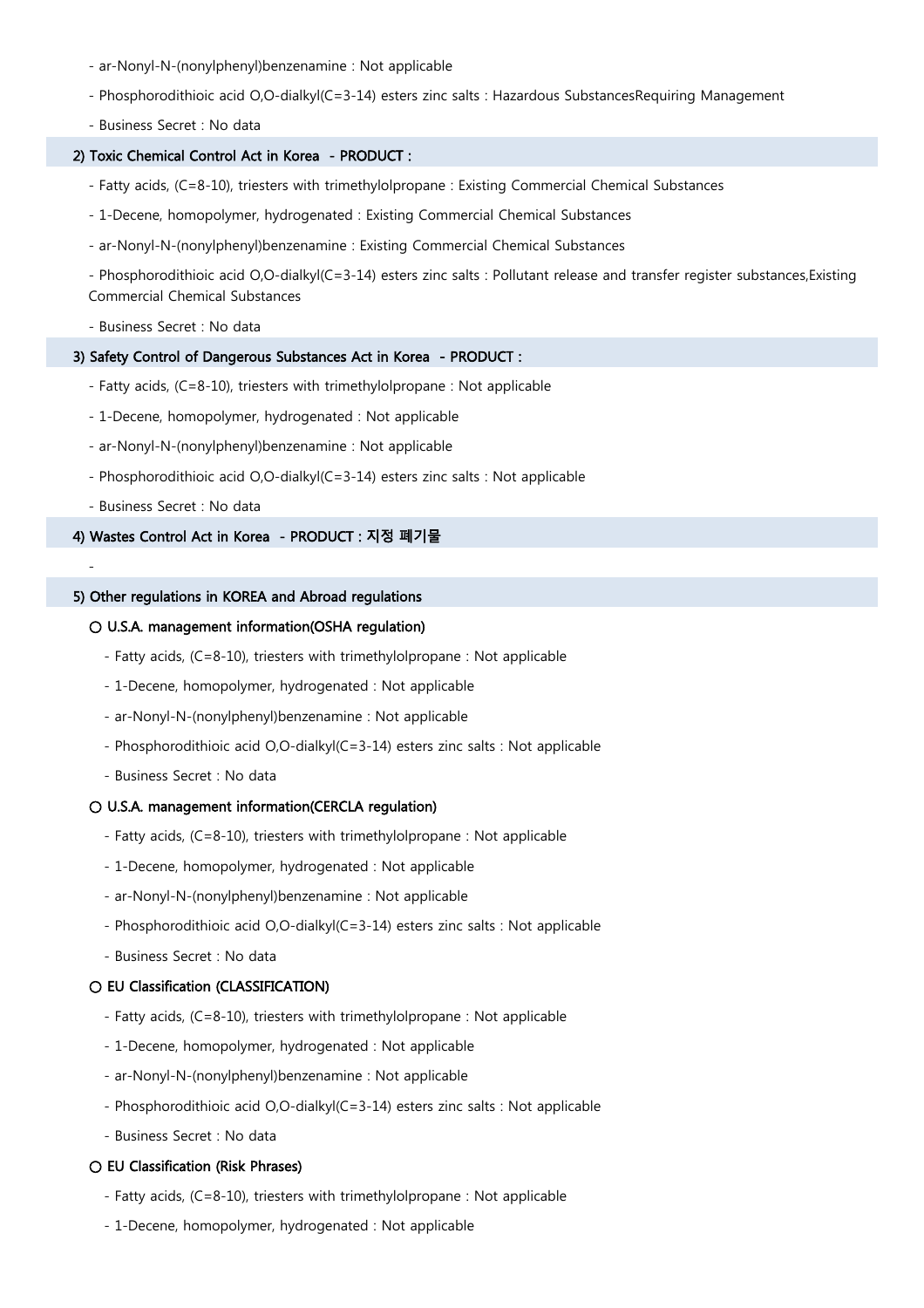- ar-Nonyl-N-(nonylphenyl)benzenamine : Not applicable

- Phosphorodithioic acid O,O-dialkyl(C=3-14) esters zinc salts : Hazardous SubstancesRequiring Management

- Business Secret : No data

### 2) Toxic Chemical Control Act in Korea - PRODUCT :

- Fatty acids, (C=8-10), triesters with trimethylolpropane : Existing Commercial Chemical Substances

- 1-Decene, homopolymer, hydrogenated : Existing Commercial Chemical Substances

- ar-Nonyl-N-(nonylphenyl)benzenamine : Existing Commercial Chemical Substances

- Phosphorodithioic acid O,O-dialkyl(C=3-14) esters zinc salts : Pollutant release and transfer register substances,Existing Commercial Chemical Substances

- Business Secret : No data

### 3) Safety Control of Dangerous Substances Act in Korea - PRODUCT :

- Fatty acids, (C=8-10), triesters with trimethylolpropane : Not applicable

- 1-Decene, homopolymer, hydrogenated : Not applicable

- ar-Nonyl-N-(nonylphenyl)benzenamine : Not applicable

- Phosphorodithioic acid O,O-dialkyl(C=3-14) esters zinc salts : Not applicable

- Business Secret : No data

### 4) Wastes Control Act in Korea - PRODUCT : 지정 폐기물

-

### 5) Other regulations in KOREA and Abroad regulations

**○ U.S.A. management information(OSHA regulation)**

- Fatty acids, (C=8-10), triesters with trimethylolpropane : Not applicable

- 1-Decene, homopolymer, hydrogenated : Not applicable

- ar-Nonyl-N-(nonylphenyl)benzenamine : Not applicable

- Phosphorodithioic acid O,O-dialkyl(C=3-14) esters zinc salts : Not applicable

- Business Secret : No data

**○ U.S.A. management information(CERCLA regulation)**

- Fatty acids, (C=8-10), triesters with trimethylolpropane : Not applicable

- 1-Decene, homopolymer, hydrogenated : Not applicable

- ar-Nonyl-N-(nonylphenyl)benzenamine : Not applicable

- Phosphorodithioic acid O,O-dialkyl(C=3-14) esters zinc salts : Not applicable

- Business Secret : No data

**○ EU Classification (CLASSIFICATION)**

- Fatty acids, (C=8-10), triesters with trimethylolpropane : Not applicable

- 1-Decene, homopolymer, hydrogenated : Not applicable

- ar-Nonyl-N-(nonylphenyl)benzenamine : Not applicable

- Phosphorodithioic acid O,O-dialkyl(C=3-14) esters zinc salts : Not applicable

- Business Secret : No data

**○ EU Classification (Risk Phrases)**

- Fatty acids, (C=8-10), triesters with trimethylolpropane : Not applicable

- 1-Decene, homopolymer, hydrogenated : Not applicable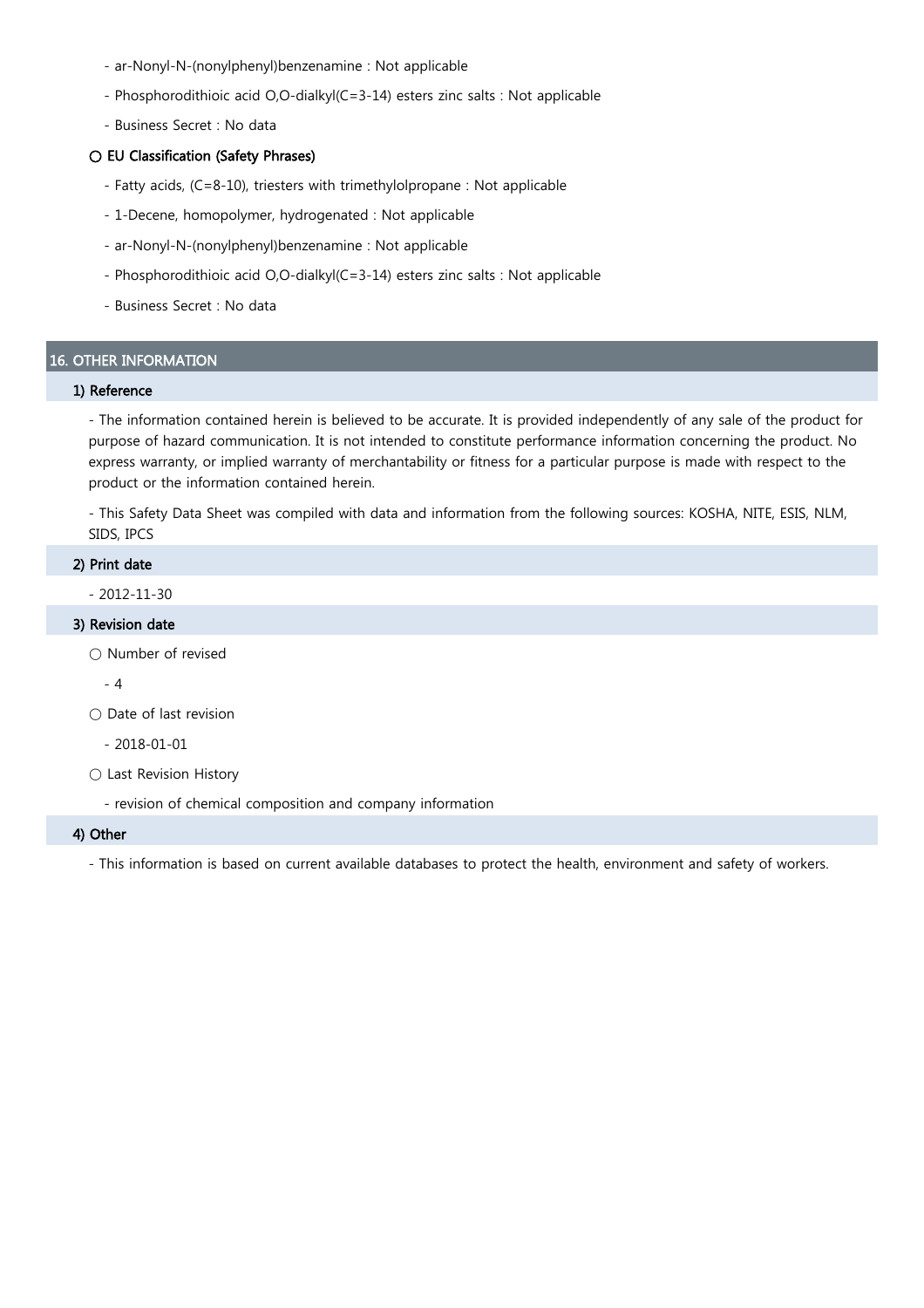- ar-Nonyl-N-(nonylphenyl)benzenamine : Not applicable
- Phosphorodithioic acid O,O-dialkyl(C=3-14) esters zinc salts : Not applicable
- Business Secret : No data

○ **EU Classification (Safety Phrases)**

- Fatty acids, (C=8-10), triesters with trimethylolpropane : Not applicable
- 1-Decene, homopolymer, hydrogenated : Not applicable
- ar-Nonyl-N-(nonylphenyl)benzenamine : Not applicable
- Phosphorodithioic acid O,O-dialkyl(C=3-14) esters zinc salts : Not applicable
- Business Secret : No data

## 16. OTHER INFORMATION

### 1) Reference

- The information contained herein is believed to be accurate. It is provided independently of any sale of the product for purpose of hazard communication. It is not intended to constitute performance information concerning the product. No express warranty, or implied warranty of merchantability or fitness for a particular purpose is made with respect to the product or the information contained herein.
- This Safety Data Sheet was compiled with data and information from the following sources: KOSHA, NITE, ESIS, NLM, SIDS, IPCS

### 2) Print date

- 2012-11-30

### 3) Revision date

○ Number of revised

- 4

○ Date of last revision

- 2018-01-01

○ Last Revision History

- revision of chemical composition and company information

### 4) Other

- This information is based on current available databases to protect the health, environment and safety of workers.